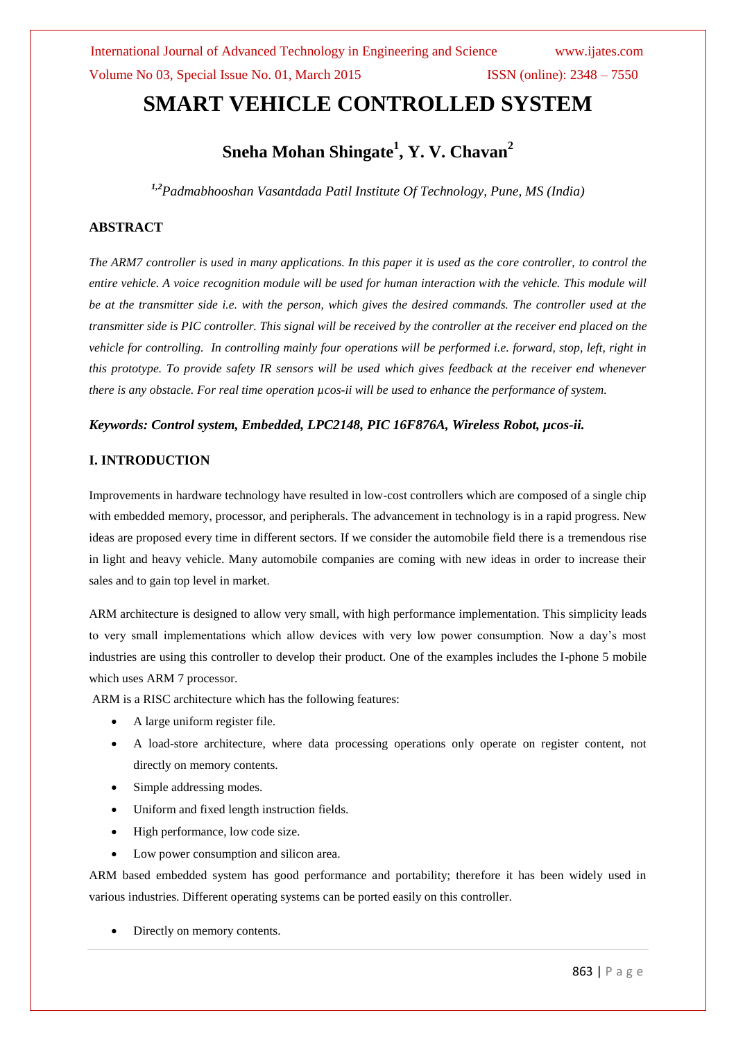# SMART VEHICLE CONTROLLED SYSTEM

## Sneha Mohan Shingate[1], Y. V. Chavan[2]

*[1,2]Padmabhooshan Vasantdada Patil Institute Of Technology, Pune, MS (India)*

### ABSTRACT

*The ARM7 controller is used in many applications. In this paper it is used as the core controller, to control the entire vehicle. A voice recognition module will be used for human interaction with the vehicle. This module will be at the transmitter side i.e. with the person, which gives the desired commands. The controller used at the transmitter side is PIC controller. This signal will be received by the controller at the receiver end placed on the vehicle for controlling. In controlling mainly four operations will be performed i.e. forward, stop, left, right in this prototype. To provide safety IR sensors will be used which gives feedback at the receiver end whenever there is any obstacle. For real time operation µcos-ii will be used to enhance the performance of system.*

***Keywords: Control system, Embedded, LPC2148, PIC 16F876A, Wireless Robot, µcos-ii.***

### I. INTRODUCTION

Improvements in hardware technology have resulted in low-cost controllers which are composed of a single chip with embedded memory, processor, and peripherals. The advancement in technology is in a rapid progress. New ideas are proposed every time in different sectors. If we consider the automobile field there is a tremendous rise in light and heavy vehicle. Many automobile companies are coming with new ideas in order to increase their sales and to gain top level in market.

ARM architecture is designed to allow very small, with high performance implementation. This simplicity leads to very small implementations which allow devices with very low power consumption. Now a day's most industries are using this controller to develop their product. One of the examples includes the I-phone 5 mobile which uses ARM 7 processor.

ARM is a RISC architecture which has the following features:

- A large uniform register file.
- A load-store architecture, where data processing operations only operate on register content, not directly on memory contents.
- Simple addressing modes.
- Uniform and fixed length instruction fields.
- High performance, low code size.
- Low power consumption and silicon area.

ARM based embedded system has good performance and portability; therefore it has been widely used in various industries. Different operating systems can be ported easily on this controller.

- Directly on memory contents.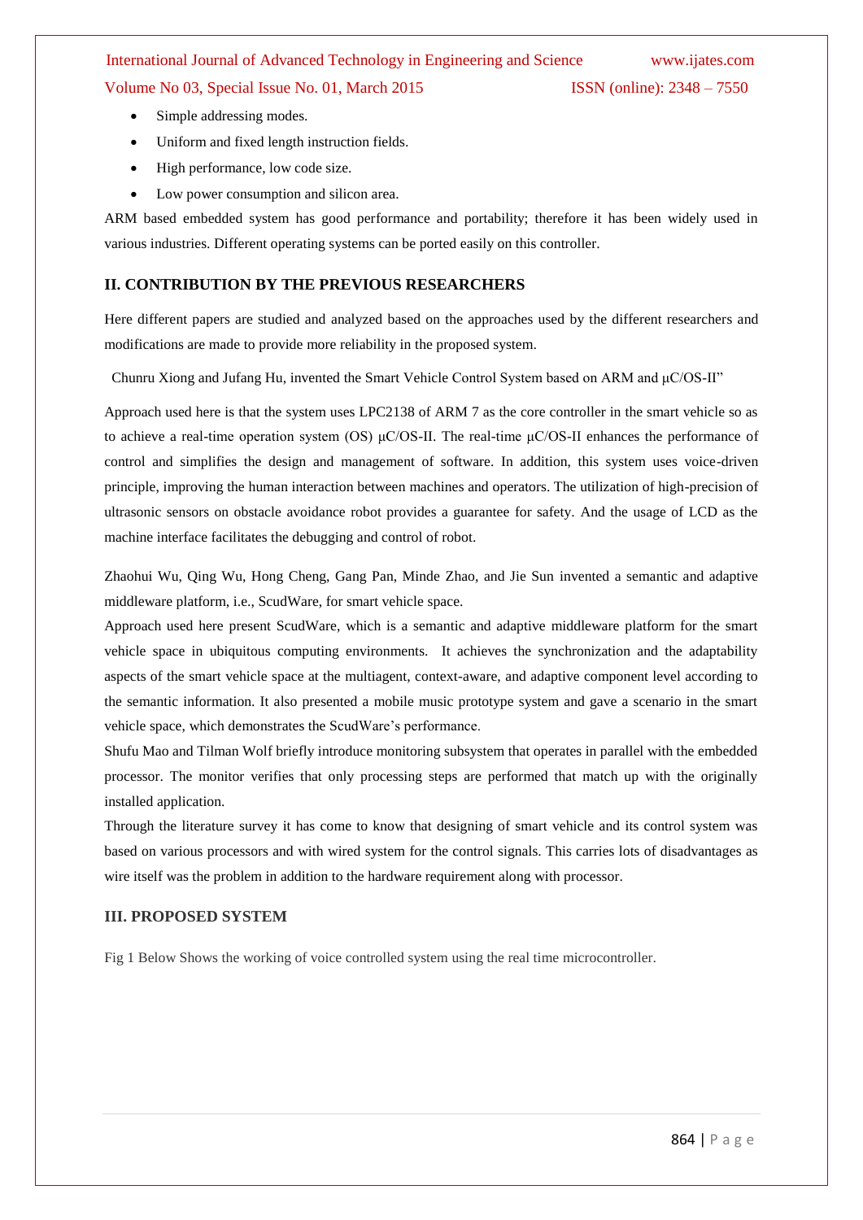- Simple addressing modes.
- Uniform and fixed length instruction fields.
- High performance, low code size.
- Low power consumption and silicon area.

ARM based embedded system has good performance and portability; therefore it has been widely used in various industries. Different operating systems can be ported easily on this controller.

## II. CONTRIBUTION BY THE PREVIOUS RESEARCHERS

Here different papers are studied and analyzed based on the approaches used by the different researchers and modifications are made to provide more reliability in the proposed system.

Chunru Xiong and Jufang Hu, invented the Smart Vehicle Control System based on ARM and μC/OS-II"

Approach used here is that the system uses LPC2138 of ARM 7 as the core controller in the smart vehicle so as to achieve a real-time operation system (OS) μC/OS-II. The real-time μC/OS-II enhances the performance of control and simplifies the design and management of software. In addition, this system uses voice-driven principle, improving the human interaction between machines and operators. The utilization of high-precision of ultrasonic sensors on obstacle avoidance robot provides a guarantee for safety. And the usage of LCD as the machine interface facilitates the debugging and control of robot.

Zhaohui Wu, Qing Wu, Hong Cheng, Gang Pan, Minde Zhao, and Jie Sun invented a semantic and adaptive middleware platform, i.e., ScudWare, for smart vehicle space.

Approach used here present ScudWare, which is a semantic and adaptive middleware platform for the smart vehicle space in ubiquitous computing environments. It achieves the synchronization and the adaptability aspects of the smart vehicle space at the multiagent, context-aware, and adaptive component level according to the semantic information. It also presented a mobile music prototype system and gave a scenario in the smart vehicle space, which demonstrates the ScudWare's performance.

Shufu Mao and Tilman Wolf briefly introduce monitoring subsystem that operates in parallel with the embedded processor. The monitor verifies that only processing steps are performed that match up with the originally installed application.

Through the literature survey it has come to know that designing of smart vehicle and its control system was based on various processors and with wired system for the control signals. This carries lots of disadvantages as wire itself was the problem in addition to the hardware requirement along with processor.

## III. PROPOSED SYSTEM

Fig 1 Below Shows the working of voice controlled system using the real time microcontroller.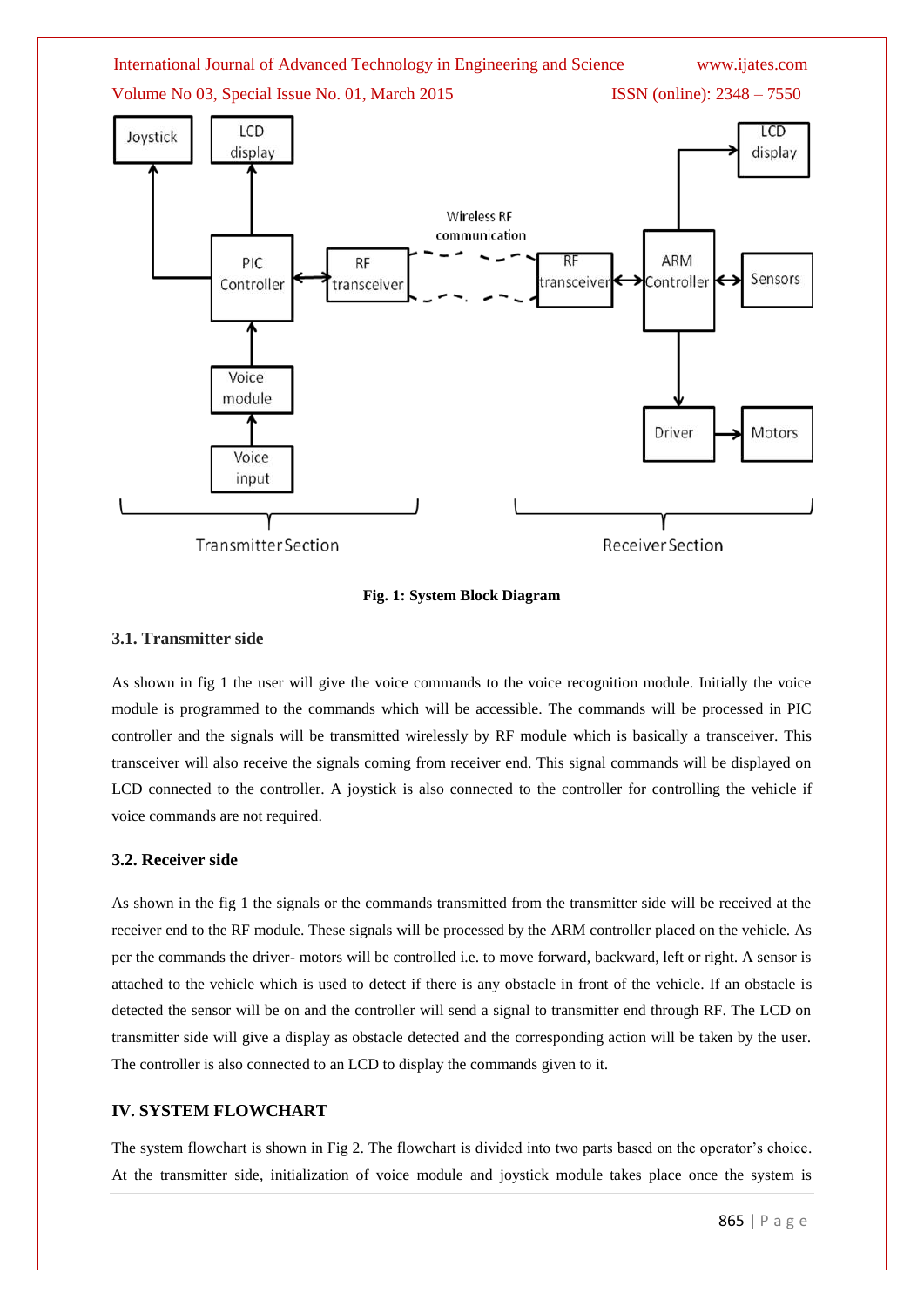Fig. 1: System Block Diagram

### 3.1. Transmitter side

As shown in fig 1 the user will give the voice commands to the voice recognition module. Initially the voice module is programmed to the commands which will be accessible. The commands will be processed in PIC controller and the signals will be transmitted wirelessly by RF module which is basically a transceiver. This transceiver will also receive the signals coming from receiver end. This signal commands will be displayed on LCD connected to the controller. A joystick is also connected to the controller for controlling the vehicle if voice commands are not required.

### 3.2. Receiver side

As shown in the fig 1 the signals or the commands transmitted from the transmitter side will be received at the receiver end to the RF module. These signals will be processed by the ARM controller placed on the vehicle. As per the commands the driver- motors will be controlled i.e. to move forward, backward, left or right. A sensor is attached to the vehicle which is used to detect if there is any obstacle in front of the vehicle. If an obstacle is detected the sensor will be on and the controller will send a signal to transmitter end through RF. The LCD on transmitter side will give a display as obstacle detected and the corresponding action will be taken by the user. The controller is also connected to an LCD to display the commands given to it.

## IV. SYSTEM FLOWCHART

The system flowchart is shown in Fig 2. The flowchart is divided into two parts based on the operator's choice. At the transmitter side, initialization of voice module and joystick module takes place once the system is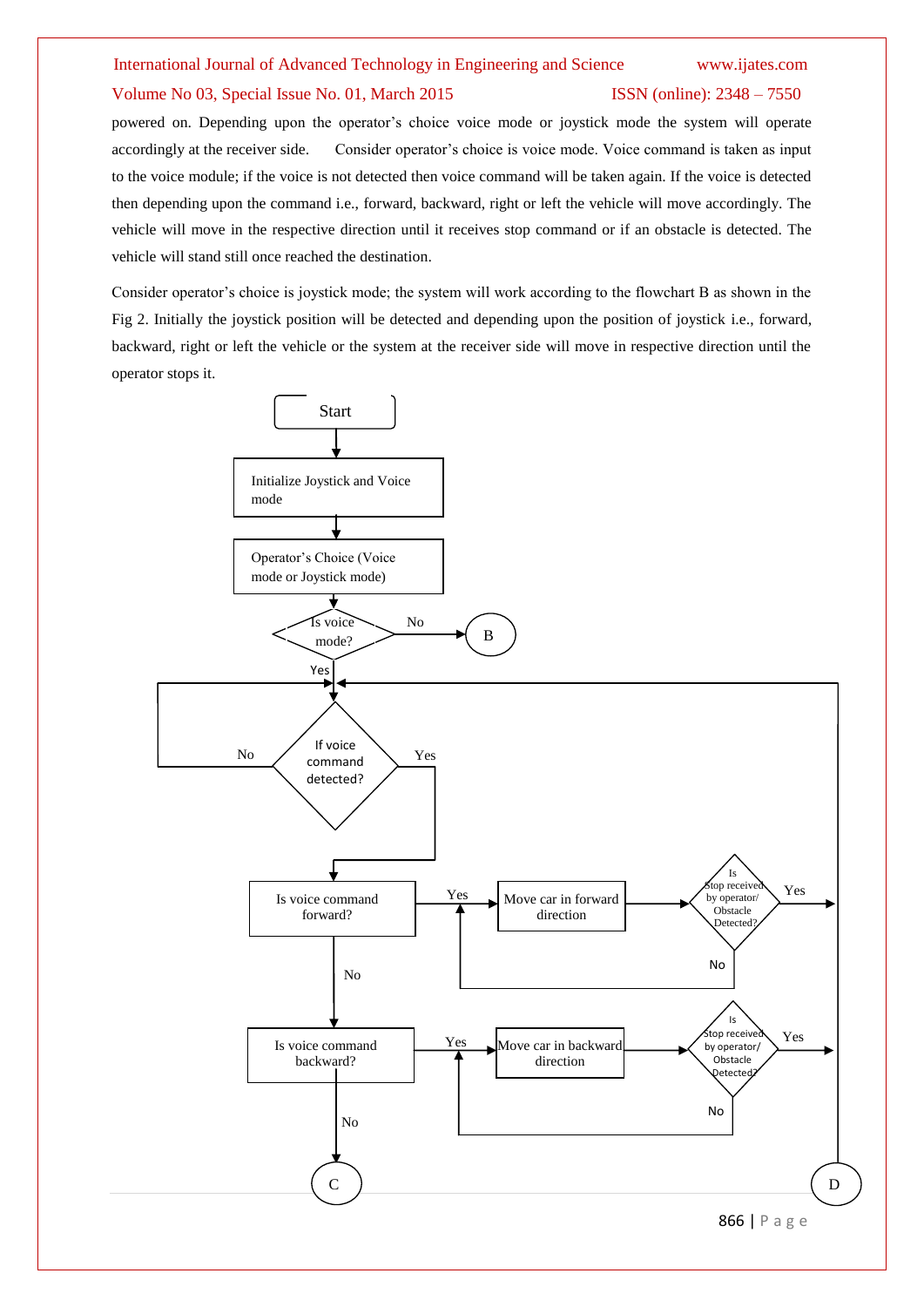powered on. Depending upon the operator's choice voice mode or joystick mode the system will operate accordingly at the receiver side. Consider operator's choice is voice mode. Voice command is taken as input to the voice module; if the voice is not detected then voice command will be taken again. If the voice is detected then depending upon the command i.e., forward, backward, right or left the vehicle will move accordingly. The vehicle will move in the respective direction until it receives stop command or if an obstacle is detected. The vehicle will stand still once reached the destination.

Consider operator's choice is joystick mode; the system will work according to the flowchart B as shown in the Fig 2. Initially the joystick position will be detected and depending upon the position of joystick i.e., forward, backward, right or left the vehicle or the system at the receiver side will move in respective direction until the operator stops it.

Start

Initialize Joystick and Voice mode

Operator's Choice (Voice mode or Joystick mode)

Is voice mode? — No → B

Yes

If voice command detected? — No / Yes

Is voice command forward? — Yes → Move car in forward direction → Is Stop received by operator/ Obstacle Detected? — Yes / No

No

Is voice command backward? — Yes → Move car in backward direction → Is Stop received by operator/ Obstacle Detected? — Yes / No

No

C

D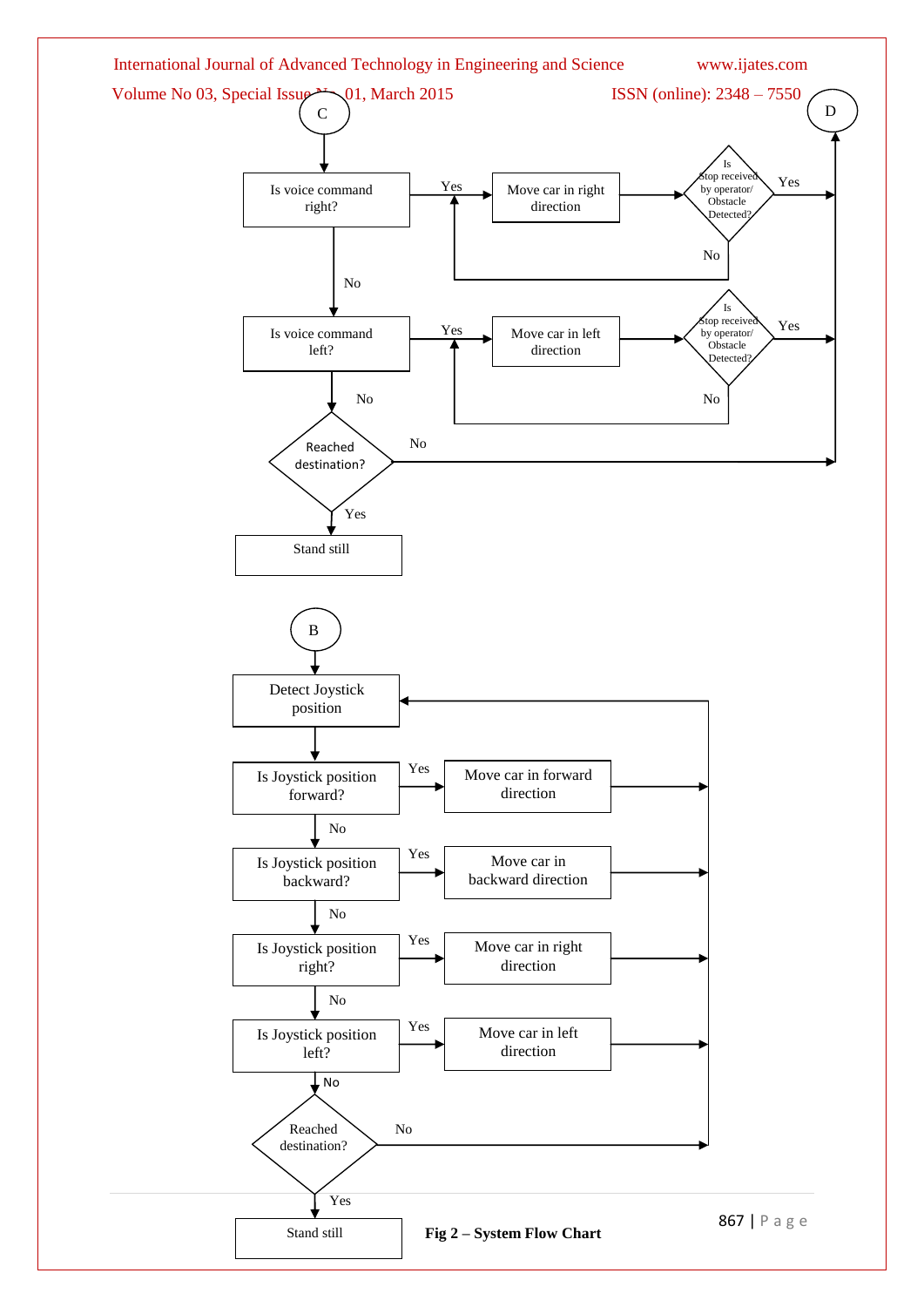C

Is voice command right?

Yes → Move car in right direction → Is Stop received by operator/ Obstacle Detected? → Yes → D

No

Is voice command left?

Yes → Move car in left direction → Is Stop received by operator/ Obstacle Detected? → Yes → D

No

Reached destination? → No → D

Yes

Stand still

B

Detect Joystick position

Is Joystick position forward? → Yes → Move car in forward direction

No

Is Joystick position backward? → Yes → Move car in backward direction

No

Is Joystick position right? → Yes → Move car in right direction

No

Is Joystick position left? → Yes → Move car in left direction

No

Reached destination? → No

Yes

Stand still

**Fig 2 – System Flow Chart**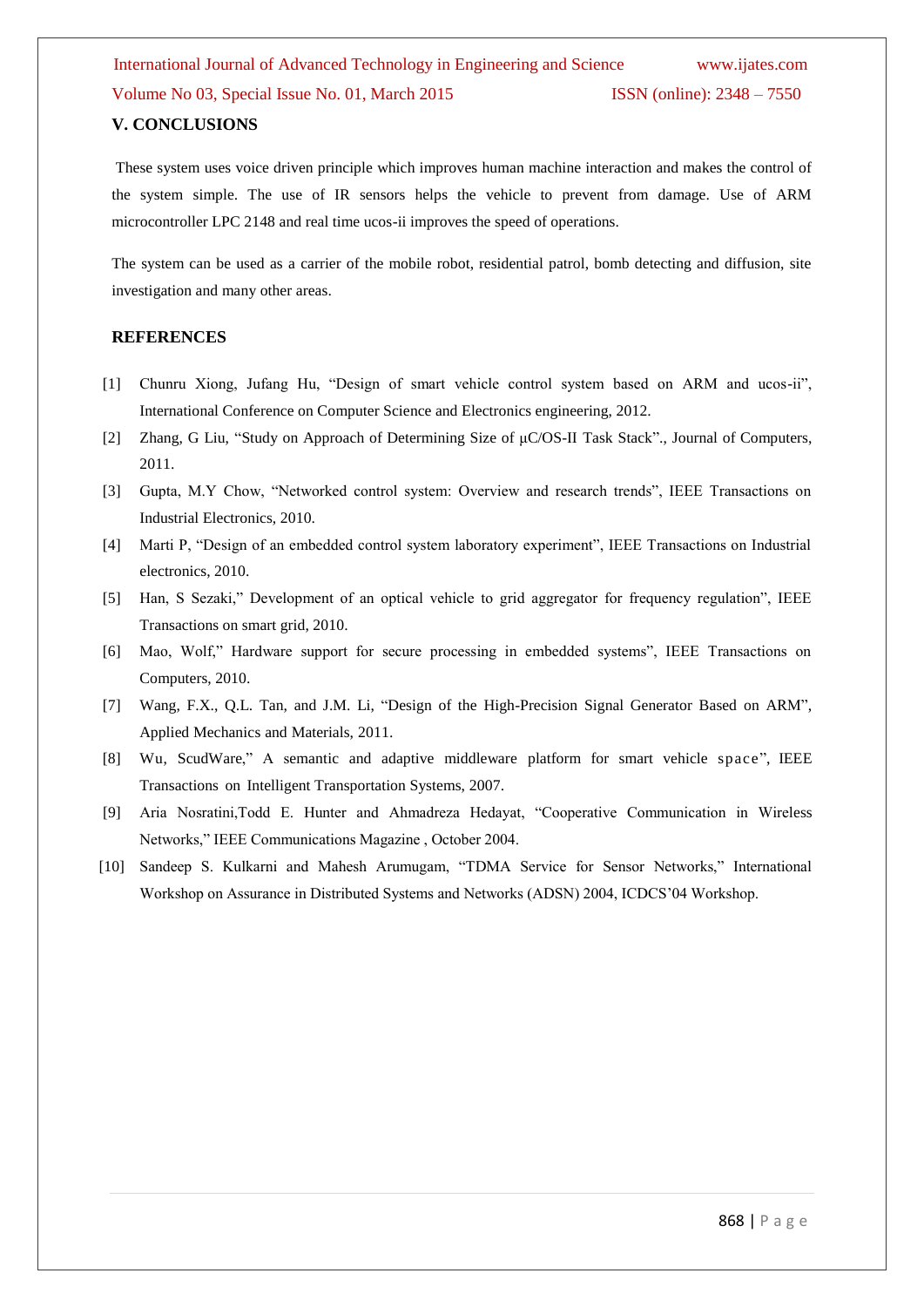## V. CONCLUSIONS

These system uses voice driven principle which improves human machine interaction and makes the control of the system simple. The use of IR sensors helps the vehicle to prevent from damage. Use of ARM microcontroller LPC 2148 and real time ucos-ii improves the speed of operations.

The system can be used as a carrier of the mobile robot, residential patrol, bomb detecting and diffusion, site investigation and many other areas.

## REFERENCES

[1] Chunru Xiong, Jufang Hu, "Design of smart vehicle control system based on ARM and ucos-ii", International Conference on Computer Science and Electronics engineering, 2012.

[2] Zhang, G Liu, "Study on Approach of Determining Size of μC/OS-II Task Stack"., Journal of Computers, 2011.

[3] Gupta, M.Y Chow, "Networked control system: Overview and research trends", IEEE Transactions on Industrial Electronics, 2010.

[4] Marti P, "Design of an embedded control system laboratory experiment", IEEE Transactions on Industrial electronics, 2010.

[5] Han, S Sezaki," Development of an optical vehicle to grid aggregator for frequency regulation", IEEE Transactions on smart grid, 2010.

[6] Mao, Wolf," Hardware support for secure processing in embedded systems", IEEE Transactions on Computers, 2010.

[7] Wang, F.X., Q.L. Tan, and J.M. Li, "Design of the High-Precision Signal Generator Based on ARM", Applied Mechanics and Materials, 2011.

[8] Wu, ScudWare," A semantic and adaptive middleware platform for smart vehicle space", IEEE Transactions on Intelligent Transportation Systems, 2007.

[9] Aria Nosratini,Todd E. Hunter and Ahmadreza Hedayat, "Cooperative Communication in Wireless Networks," IEEE Communications Magazine , October 2004.

[10] Sandeep S. Kulkarni and Mahesh Arumugam, "TDMA Service for Sensor Networks," International Workshop on Assurance in Distributed Systems and Networks (ADSN) 2004, ICDCS'04 Workshop.